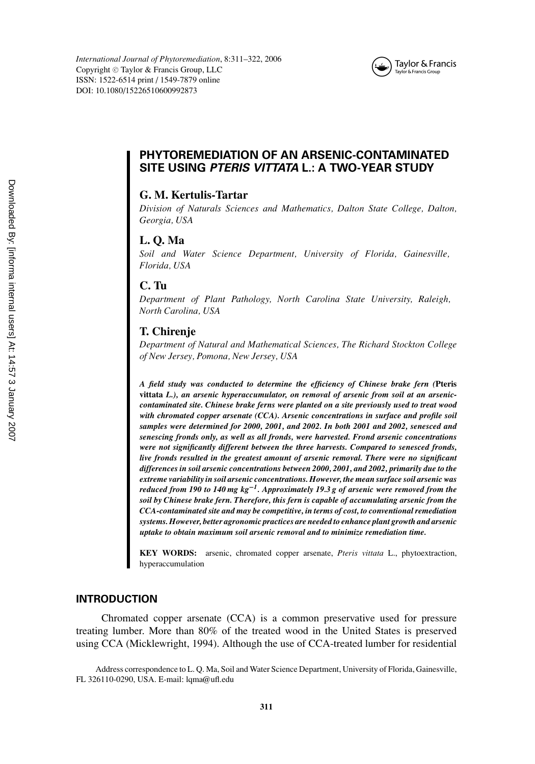# PHYTOREMEDIATION OF AN ARSENIC-CONTAMINATED SITE USING *PTERIS VITTATA* L.: A TWO-YEAR STUDY

**G. M. Kertulis-Tartar**

*Division of Naturals Sciences and Mathematics, Dalton State College, Dalton, Georgia, USA*

**L. Q. Ma**

*Soil and Water Science Department, University of Florida, Gainesville, Florida, USA*

**C. Tu**

*Department of Plant Pathology, North Carolina State University, Raleigh, North Carolina, USA*

**T. Chirenje**

*Department of Natural and Mathematical Sciences, The Richard Stockton College of New Jersey, Pomona, New Jersey, USA*

***A field study was conducted to determine the efficiency of Chinese brake fern (Pteris vittata L.), an arsenic hyperaccumulator, on removal of arsenic from soil at an arsenic-contaminated site. Chinese brake ferns were planted on a site previously used to treat wood with chromated copper arsenate (CCA). Arsenic concentrations in surface and profile soil samples were determined for 2000, 2001, and 2002. In both 2001 and 2002, senesced and senescing fronds only, as well as all fronds, were harvested. Frond arsenic concentrations were not significantly different between the three harvests. Compared to senesced fronds, live fronds resulted in the greatest amount of arsenic removal. There were no significant differences in soil arsenic concentrations between 2000, 2001, and 2002, primarily due to the extreme variability in soil arsenic concentrations. However, the mean surface soil arsenic was reduced from 190 to 140 mg kg$^{-1}$. Approximately 19.3 g of arsenic were removed from the soil by Chinese brake fern. Therefore, this fern is capable of accumulating arsenic from the CCA-contaminated site and may be competitive, in terms of cost, to conventional remediation systems. However, better agronomic practices are needed to enhance plant growth and arsenic uptake to obtain maximum soil arsenic removal and to minimize remediation time.***

**KEY WORDS:** arsenic, chromated copper arsenate, *Pteris vittata* L., phytoextraction, hyperaccumulation

## INTRODUCTION

Chromated copper arsenate (CCA) is a common preservative used for pressure treating lumber. More than 80% of the treated wood in the United States is preserved using CCA (Micklewright, 1994). Although the use of CCA-treated lumber for residential

Address correspondence to L. Q. Ma, Soil and Water Science Department, University of Florida, Gainesville, FL 326110-0290, USA. E-mail: lqma@ufl.edu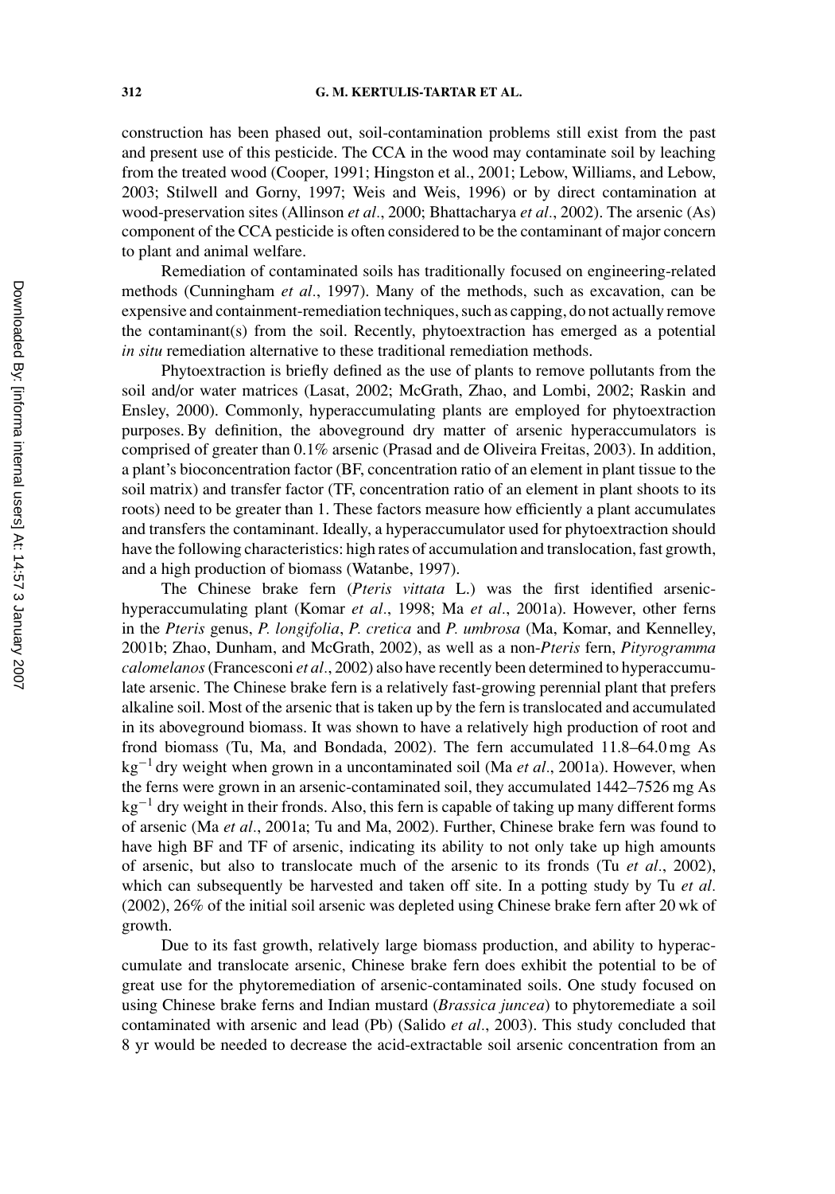construction has been phased out, soil-contamination problems still exist from the past and present use of this pesticide. The CCA in the wood may contaminate soil by leaching from the treated wood (Cooper, 1991; Hingston et al., 2001; Lebow, Williams, and Lebow, 2003; Stilwell and Gorny, 1997; Weis and Weis, 1996) or by direct contamination at wood-preservation sites (Allinson *et al*., 2000; Bhattacharya *et al*., 2002). The arsenic (As) component of the CCA pesticide is often considered to be the contaminant of major concern to plant and animal welfare.

Remediation of contaminated soils has traditionally focused on engineering-related methods (Cunningham *et al*., 1997). Many of the methods, such as excavation, can be expensive and containment-remediation techniques, such as capping, do not actually remove the contaminant(s) from the soil. Recently, phytoextraction has emerged as a potential *in situ* remediation alternative to these traditional remediation methods.

Phytoextraction is briefly defined as the use of plants to remove pollutants from the soil and/or water matrices (Lasat, 2002; McGrath, Zhao, and Lombi, 2002; Raskin and Ensley, 2000). Commonly, hyperaccumulating plants are employed for phytoextraction purposes. By definition, the aboveground dry matter of arsenic hyperaccumulators is comprised of greater than 0.1% arsenic (Prasad and de Oliveira Freitas, 2003). In addition, a plant's bioconcentration factor (BF, concentration ratio of an element in plant tissue to the soil matrix) and transfer factor (TF, concentration ratio of an element in plant shoots to its roots) need to be greater than 1. These factors measure how efficiently a plant accumulates and transfers the contaminant. Ideally, a hyperaccumulator used for phytoextraction should have the following characteristics: high rates of accumulation and translocation, fast growth, and a high production of biomass (Watanbe, 1997).

The Chinese brake fern (*Pteris vittata* L.) was the first identified arsenic-hyperaccumulating plant (Komar *et al*., 1998; Ma *et al*., 2001a). However, other ferns in the *Pteris* genus, *P. longifolia*, *P. cretica* and *P. umbrosa* (Ma, Komar, and Kennelley, 2001b; Zhao, Dunham, and McGrath, 2002), as well as a non-*Pteris* fern, *Pityrogramma calomelanos* (Francesconi *et al*., 2002) also have recently been determined to hyperaccumulate arsenic. The Chinese brake fern is a relatively fast-growing perennial plant that prefers alkaline soil. Most of the arsenic that is taken up by the fern is translocated and accumulated in its aboveground biomass. It was shown to have a relatively high production of root and frond biomass (Tu, Ma, and Bondada, 2002). The fern accumulated 11.8–64.0 mg As $kg^{-1}$ dry weight when grown in a uncontaminated soil (Ma *et al*., 2001a). However, when the ferns were grown in an arsenic-contaminated soil, they accumulated 1442–7526 mg As $kg^{-1}$ dry weight in their fronds. Also, this fern is capable of taking up many different forms of arsenic (Ma *et al*., 2001a; Tu and Ma, 2002). Further, Chinese brake fern was found to have high BF and TF of arsenic, indicating its ability to not only take up high amounts of arsenic, but also to translocate much of the arsenic to its fronds (Tu *et al*., 2002), which can subsequently be harvested and taken off site. In a potting study by Tu *et al.* (2002), 26% of the initial soil arsenic was depleted using Chinese brake fern after 20 wk of growth.

Due to its fast growth, relatively large biomass production, and ability to hyperaccumulate and translocate arsenic, Chinese brake fern does exhibit the potential to be of great use for the phytoremediation of arsenic-contaminated soils. One study focused on using Chinese brake ferns and Indian mustard (*Brassica juncea*) to phytoremediate a soil contaminated with arsenic and lead (Pb) (Salido *et al*., 2003). This study concluded that 8 yr would be needed to decrease the acid-extractable soil arsenic concentration from an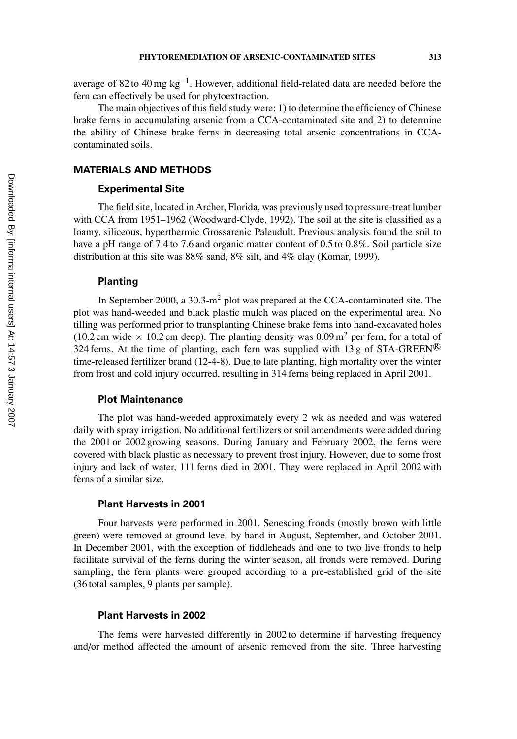average of 82 to 40 mg kg$^{-1}$. However, additional field-related data are needed before the fern can effectively be used for phytoextraction.

The main objectives of this field study were: 1) to determine the efficiency of Chinese brake ferns in accumulating arsenic from a CCA-contaminated site and 2) to determine the ability of Chinese brake ferns in decreasing total arsenic concentrations in CCA-contaminated soils.

## MATERIALS AND METHODS

### Experimental Site

The field site, located in Archer, Florida, was previously used to pressure-treat lumber with CCA from 1951–1962 (Woodward-Clyde, 1992). The soil at the site is classified as a loamy, siliceous, hyperthermic Grossarenic Paleudult. Previous analysis found the soil to have a pH range of 7.4 to 7.6 and organic matter content of 0.5 to 0.8%. Soil particle size distribution at this site was 88% sand, 8% silt, and 4% clay (Komar, 1999).

### Planting

In September 2000, a 30.3-m$^2$ plot was prepared at the CCA-contaminated site. The plot was hand-weeded and black plastic mulch was placed on the experimental area. No tilling was performed prior to transplanting Chinese brake ferns into hand-excavated holes (10.2 cm wide × 10.2 cm deep). The planting density was 0.09 m$^2$ per fern, for a total of 324 ferns. At the time of planting, each fern was supplied with 13 g of STA-GREEN® time-released fertilizer brand (12-4-8). Due to late planting, high mortality over the winter from frost and cold injury occurred, resulting in 314 ferns being replaced in April 2001.

### Plot Maintenance

The plot was hand-weeded approximately every 2 wk as needed and was watered daily with spray irrigation. No additional fertilizers or soil amendments were added during the 2001 or 2002 growing seasons. During January and February 2002, the ferns were covered with black plastic as necessary to prevent frost injury. However, due to some frost injury and lack of water, 111 ferns died in 2001. They were replaced in April 2002 with ferns of a similar size.

### Plant Harvests in 2001

Four harvests were performed in 2001. Senescing fronds (mostly brown with little green) were removed at ground level by hand in August, September, and October 2001. In December 2001, with the exception of fiddleheads and one to two live fronds to help facilitate survival of the ferns during the winter season, all fronds were removed. During sampling, the fern plants were grouped according to a pre-established grid of the site (36 total samples, 9 plants per sample).

### Plant Harvests in 2002

The ferns were harvested differently in 2002 to determine if harvesting frequency and/or method affected the amount of arsenic removed from the site. Three harvesting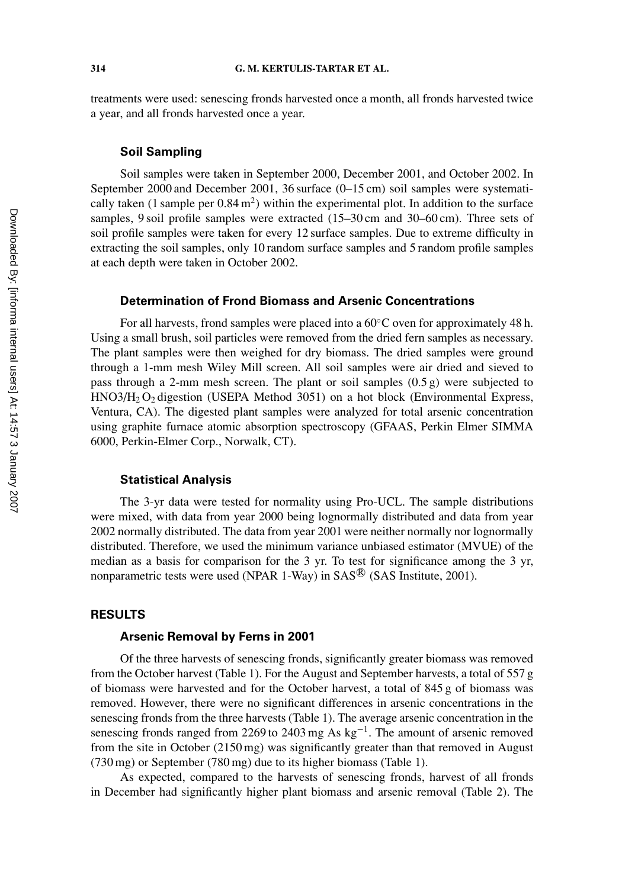treatments were used: senescing fronds harvested once a month, all fronds harvested twice a year, and all fronds harvested once a year.

### Soil Sampling

Soil samples were taken in September 2000, December 2001, and October 2002. In September 2000 and December 2001, 36 surface (0–15 cm) soil samples were systematically taken (1 sample per 0.84 $m^2$) within the experimental plot. In addition to the surface samples, 9 soil profile samples were extracted (15–30 cm and 30–60 cm). Three sets of soil profile samples were taken for every 12 surface samples. Due to extreme difficulty in extracting the soil samples, only 10 random surface samples and 5 random profile samples at each depth were taken in October 2002.

### Determination of Frond Biomass and Arsenic Concentrations

For all harvests, frond samples were placed into a 60°C oven for approximately 48 h. Using a small brush, soil particles were removed from the dried fern samples as necessary. The plant samples were then weighed for dry biomass. The dried samples were ground through a 1-mm mesh Wiley Mill screen. All soil samples were air dried and sieved to pass through a 2-mm mesh screen. The plant or soil samples (0.5 g) were subjected to $HNO3/H_2O_2$ digestion (USEPA Method 3051) on a hot block (Environmental Express, Ventura, CA). The digested plant samples were analyzed for total arsenic concentration using graphite furnace atomic absorption spectroscopy (GFAAS, Perkin Elmer SIMMA 6000, Perkin-Elmer Corp., Norwalk, CT).

### Statistical Analysis

The 3-yr data were tested for normality using Pro-UCL. The sample distributions were mixed, with data from year 2000 being lognormally distributed and data from year 2002 normally distributed. The data from year 2001 were neither normally nor lognormally distributed. Therefore, we used the minimum variance unbiased estimator (MVUE) of the median as a basis for comparison for the 3 yr. To test for significance among the 3 yr, nonparametric tests were used (NPAR 1-Way) in SAS® (SAS Institute, 2001).

## RESULTS

### Arsenic Removal by Ferns in 2001

Of the three harvests of senescing fronds, significantly greater biomass was removed from the October harvest (Table 1). For the August and September harvests, a total of 557 g of biomass were harvested and for the October harvest, a total of 845 g of biomass was removed. However, there were no significant differences in arsenic concentrations in the senescing fronds from the three harvests (Table 1). The average arsenic concentration in the senescing fronds ranged from 2269 to 2403 mg As $kg^{-1}$. The amount of arsenic removed from the site in October (2150 mg) was significantly greater than that removed in August (730 mg) or September (780 mg) due to its higher biomass (Table 1).

As expected, compared to the harvests of senescing fronds, harvest of all fronds in December had significantly higher plant biomass and arsenic removal (Table 2). The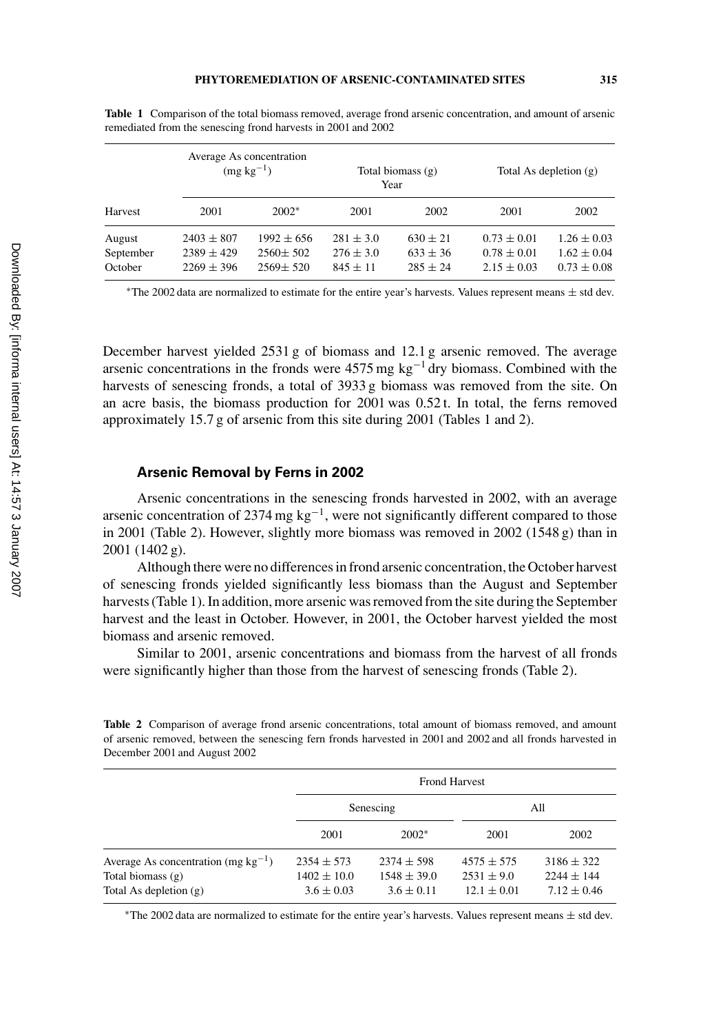**Table 1** Comparison of the total biomass removed, average frond arsenic concentration, and amount of arsenic remediated from the senescing frond harvests in 2001 and 2002

| | Average As concentration ($mg\ kg^{-1}$) | | Total biomass (g) Year | | Total As depletion (g) | |
|---|---|---|---|---|---|---|
| Harvest | 2001 | 2002* | 2001 | 2002 | 2001 | 2002 |
| August | $2403 \pm 807$ | $1992 \pm 656$ | $281 \pm 3.0$ | $630 \pm 21$ | $0.73 \pm 0.01$ | $1.26 \pm 0.03$ |
| September | $2389 \pm 429$ | $2560 \pm 502$ | $276 \pm 3.0$ | $633 \pm 36$ | $0.78 \pm 0.01$ | $1.62 \pm 0.04$ |
| October | $2269 \pm 396$ | $2569 \pm 520$ | $845 \pm 11$ | $285 \pm 24$ | $2.15 \pm 0.03$ | $0.73 \pm 0.08$ |

*The 2002 data are normalized to estimate for the entire year's harvests. Values represent means ± std dev.

December harvest yielded 2531 g of biomass and 12.1 g arsenic removed. The average arsenic concentrations in the fronds were 4575 $mg\ kg^{-1}$ dry biomass. Combined with the harvests of senescing fronds, a total of 3933 g biomass was removed from the site. On an acre basis, the biomass production for 2001 was 0.52 t. In total, the ferns removed approximately 15.7 g of arsenic from this site during 2001 (Tables 1 and 2).

### Arsenic Removal by Ferns in 2002

Arsenic concentrations in the senescing fronds harvested in 2002, with an average arsenic concentration of 2374 $mg\ kg^{-1}$, were not significantly different compared to those in 2001 (Table 2). However, slightly more biomass was removed in 2002 (1548 g) than in 2001 (1402 g).

Although there were no differences in frond arsenic concentration, the October harvest of senescing fronds yielded significantly less biomass than the August and September harvests (Table 1). In addition, more arsenic was removed from the site during the September harvest and the least in October. However, in 2001, the October harvest yielded the most biomass and arsenic removed.

Similar to 2001, arsenic concentrations and biomass from the harvest of all fronds were significantly higher than those from the harvest of senescing fronds (Table 2).

**Table 2** Comparison of average frond arsenic concentrations, total amount of biomass removed, and amount of arsenic removed, between the senescing fern fronds harvested in 2001 and 2002 and all fronds harvested in December 2001 and August 2002

| | Frond Harvest | | | |
|---|---|---|---|---|
| | Senescing | | All | |
| | 2001 | 2002* | 2001 | 2002 |
| Average As concentration ($mg\ kg^{-1}$) | $2354 \pm 573$ | $2374 \pm 598$ | $4575 \pm 575$ | $3186 \pm 322$ |
| Total biomass (g) | $1402 \pm 10.0$ | $1548 \pm 39.0$ | $2531 \pm 9.0$ | $2244 \pm 144$ |
| Total As depletion (g) | $3.6 \pm 0.03$ | $3.6 \pm 0.11$ | $12.1 \pm 0.01$ | $7.12 \pm 0.46$ |

*The 2002 data are normalized to estimate for the entire year's harvests. Values represent means ± std dev.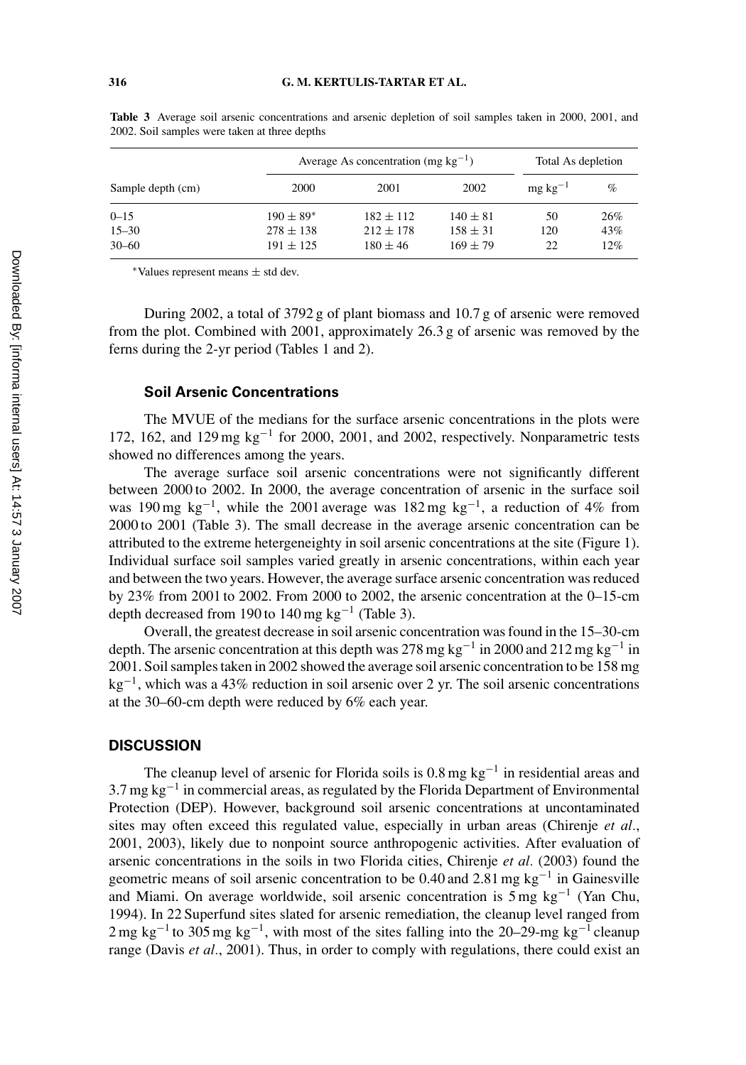**Table 3** Average soil arsenic concentrations and arsenic depletion of soil samples taken in 2000, 2001, and 2002. Soil samples were taken at three depths

| | Average As concentration (mg $kg^{-1}$) | | | Total As depletion | |
|---|---|---|---|---|---|
| Sample depth (cm) | 2000 | 2001 | 2002 | mg $kg^{-1}$ | % |
| 0–15 | 190 ± 89* | 182 ± 112 | 140 ± 81 | 50 | 26% |
| 15–30 | 278 ± 138 | 212 ± 178 | 158 ± 31 | 120 | 43% |
| 30–60 | 191 ± 125 | 180 ± 46 | 169 ± 79 | 22 | 12% |

*Values represent means ± std dev.

During 2002, a total of 3792 g of plant biomass and 10.7 g of arsenic were removed from the plot. Combined with 2001, approximately 26.3 g of arsenic was removed by the ferns during the 2-yr period (Tables 1 and 2).

### Soil Arsenic Concentrations

The MVUE of the medians for the surface arsenic concentrations in the plots were 172, 162, and 129 mg $kg^{-1}$ for 2000, 2001, and 2002, respectively. Nonparametric tests showed no differences among the years.

The average surface soil arsenic concentrations were not significantly different between 2000 to 2002. In 2000, the average concentration of arsenic in the surface soil was 190 mg $kg^{-1}$, while the 2001 average was 182 mg $kg^{-1}$, a reduction of 4% from 2000 to 2001 (Table 3). The small decrease in the average arsenic concentration can be attributed to the extreme hetergeneighty in soil arsenic concentrations at the site (Figure 1). Individual surface soil samples varied greatly in arsenic concentrations, within each year and between the two years. However, the average surface arsenic concentration was reduced by 23% from 2001 to 2002. From 2000 to 2002, the arsenic concentration at the 0–15-cm depth decreased from 190 to 140 mg $kg^{-1}$ (Table 3).

Overall, the greatest decrease in soil arsenic concentration was found in the 15–30-cm depth. The arsenic concentration at this depth was 278 mg $kg^{-1}$ in 2000 and 212 mg $kg^{-1}$ in 2001. Soil samples taken in 2002 showed the average soil arsenic concentration to be 158 mg $kg^{-1}$, which was a 43% reduction in soil arsenic over 2 yr. The soil arsenic concentrations at the 30–60-cm depth were reduced by 6% each year.

## DISCUSSION

The cleanup level of arsenic for Florida soils is 0.8 mg $kg^{-1}$ in residential areas and 3.7 mg $kg^{-1}$ in commercial areas, as regulated by the Florida Department of Environmental Protection (DEP). However, background soil arsenic concentrations at uncontaminated sites may often exceed this regulated value, especially in urban areas (Chirenje *et al*., 2001, 2003), likely due to nonpoint source anthropogenic activities. After evaluation of arsenic concentrations in the soils in two Florida cities, Chirenje *et al*. (2003) found the geometric means of soil arsenic concentration to be 0.40 and 2.81 mg $kg^{-1}$ in Gainesville and Miami. On average worldwide, soil arsenic concentration is 5 mg $kg^{-1}$ (Yan Chu, 1994). In 22 Superfund sites slated for arsenic remediation, the cleanup level ranged from 2 mg $kg^{-1}$ to 305 mg $kg^{-1}$, with most of the sites falling into the 20–29-mg $kg^{-1}$ cleanup range (Davis *et al*., 2001). Thus, in order to comply with regulations, there could exist an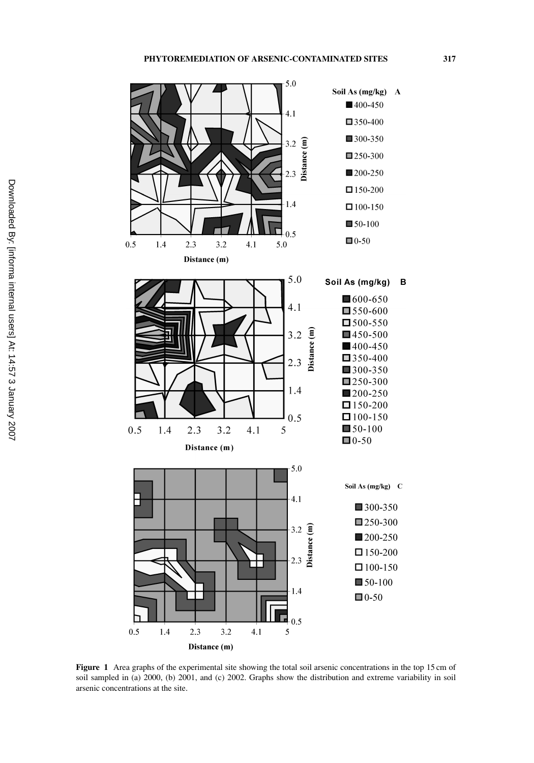**Figure 1** Area graphs of the experimental site showing the total soil arsenic concentrations in the top 15 cm of soil sampled in (a) 2000, (b) 2001, and (c) 2002. Graphs show the distribution and extreme variability in soil arsenic concentrations at the site.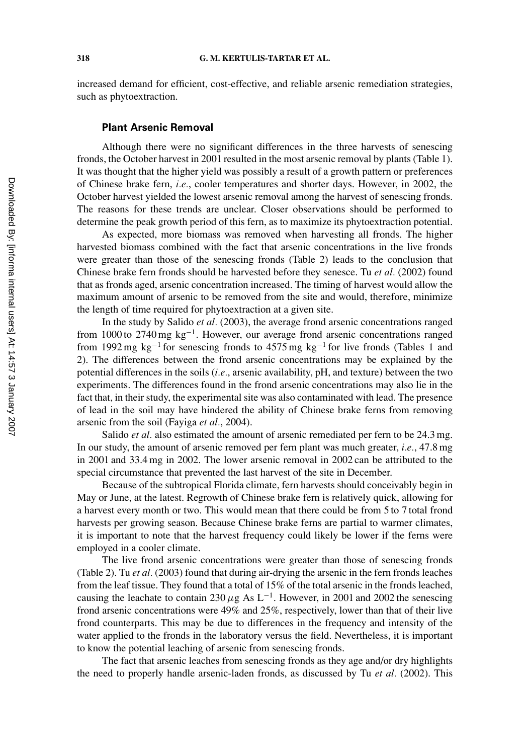increased demand for efficient, cost-effective, and reliable arsenic remediation strategies, such as phytoextraction.

### Plant Arsenic Removal

Although there were no significant differences in the three harvests of senescing fronds, the October harvest in 2001 resulted in the most arsenic removal by plants (Table 1). It was thought that the higher yield was possibly a result of a growth pattern or preferences of Chinese brake fern, *i.e*., cooler temperatures and shorter days. However, in 2002, the October harvest yielded the lowest arsenic removal among the harvest of senescing fronds. The reasons for these trends are unclear. Closer observations should be performed to determine the peak growth period of this fern, as to maximize its phytoextraction potential.

As expected, more biomass was removed when harvesting all fronds. The higher harvested biomass combined with the fact that arsenic concentrations in the live fronds were greater than those of the senescing fronds (Table 2) leads to the conclusion that Chinese brake fern fronds should be harvested before they senesce. Tu *et al.* (2002) found that as fronds aged, arsenic concentration increased. The timing of harvest would allow the maximum amount of arsenic to be removed from the site and would, therefore, minimize the length of time required for phytoextraction at a given site.

In the study by Salido *et al*. (2003), the average frond arsenic concentrations ranged from 1000 to 2740 mg $kg^{-1}$. However, our average frond arsenic concentrations ranged from 1992 mg $kg^{-1}$ for senescing fronds to 4575 mg $kg^{-1}$ for live fronds (Tables 1 and 2). The differences between the frond arsenic concentrations may be explained by the potential differences in the soils (*i.e*., arsenic availability, pH, and texture) between the two experiments. The differences found in the frond arsenic concentrations may also lie in the fact that, in their study, the experimental site was also contaminated with lead. The presence of lead in the soil may have hindered the ability of Chinese brake ferns from removing arsenic from the soil (Fayiga *et al*., 2004).

Salido *et al.* also estimated the amount of arsenic remediated per fern to be 24.3 mg. In our study, the amount of arsenic removed per fern plant was much greater, *i.e*., 47.8 mg in 2001 and 33.4 mg in 2002. The lower arsenic removal in 2002 can be attributed to the special circumstance that prevented the last harvest of the site in December.

Because of the subtropical Florida climate, fern harvests should conceivably begin in May or June, at the latest. Regrowth of Chinese brake fern is relatively quick, allowing for a harvest every month or two. This would mean that there could be from 5 to 7 total frond harvests per growing season. Because Chinese brake ferns are partial to warmer climates, it is important to note that the harvest frequency could likely be lower if the ferns were employed in a cooler climate.

The live frond arsenic concentrations were greater than those of senescing fronds (Table 2). Tu *et al.* (2003) found that during air-drying the arsenic in the fern fronds leaches from the leaf tissue. They found that a total of 15% of the total arsenic in the fronds leached, causing the leachate to contain 230 $\mu$g As $L^{-1}$. However, in 2001 and 2002 the senescing frond arsenic concentrations were 49% and 25%, respectively, lower than that of their live frond counterparts. This may be due to differences in the frequency and intensity of the water applied to the fronds in the laboratory versus the field. Nevertheless, it is important to know the potential leaching of arsenic from senescing fronds.

The fact that arsenic leaches from senescing fronds as they age and/or dry highlights the need to properly handle arsenic-laden fronds, as discussed by Tu *et al.* (2002). This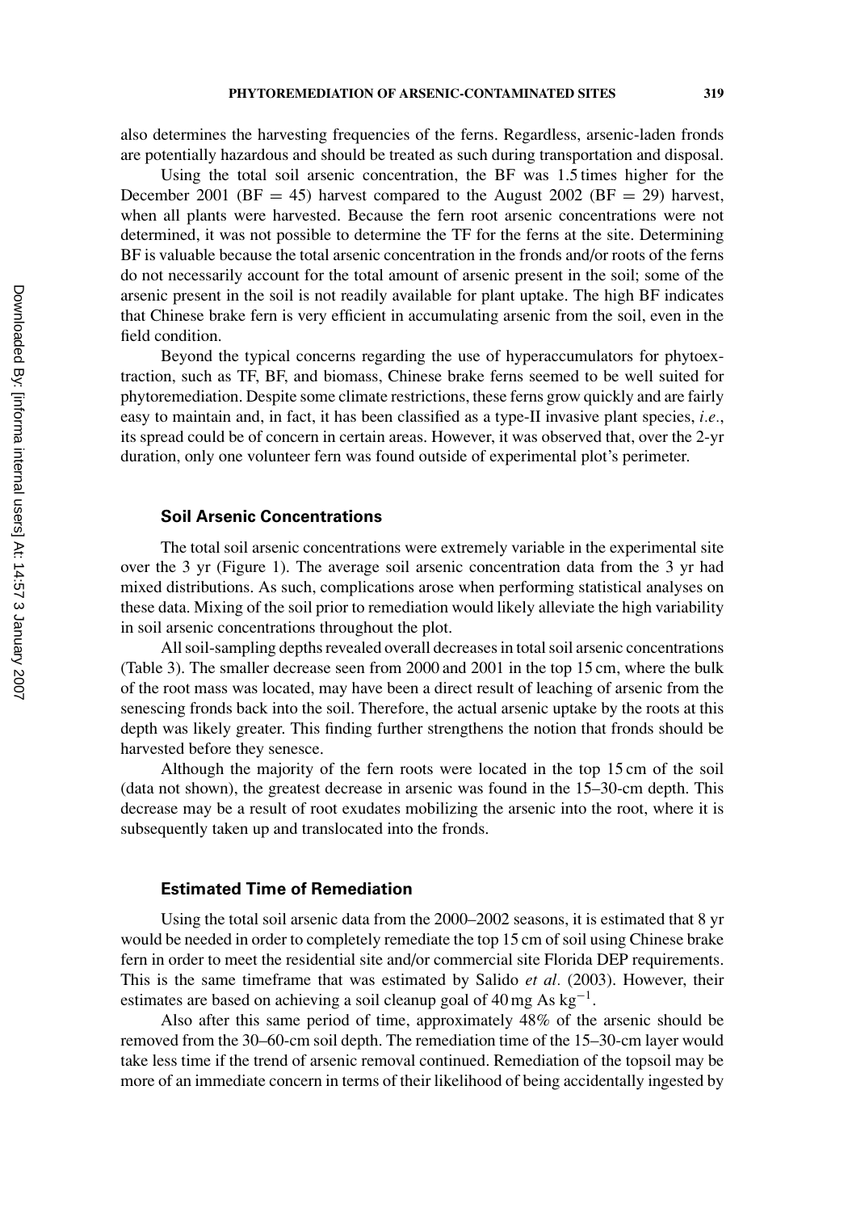also determines the harvesting frequencies of the ferns. Regardless, arsenic-laden fronds are potentially hazardous and should be treated as such during transportation and disposal.

Using the total soil arsenic concentration, the BF was 1.5 times higher for the December 2001 (BF = 45) harvest compared to the August 2002 (BF = 29) harvest, when all plants were harvested. Because the fern root arsenic concentrations were not determined, it was not possible to determine the TF for the ferns at the site. Determining BF is valuable because the total arsenic concentration in the fronds and/or roots of the ferns do not necessarily account for the total amount of arsenic present in the soil; some of the arsenic present in the soil is not readily available for plant uptake. The high BF indicates that Chinese brake fern is very efficient in accumulating arsenic from the soil, even in the field condition.

Beyond the typical concerns regarding the use of hyperaccumulators for phytoextraction, such as TF, BF, and biomass, Chinese brake ferns seemed to be well suited for phytoremediation. Despite some climate restrictions, these ferns grow quickly and are fairly easy to maintain and, in fact, it has been classified as a type-II invasive plant species, *i.e.*, its spread could be of concern in certain areas. However, it was observed that, over the 2-yr duration, only one volunteer fern was found outside of experimental plot's perimeter.

### Soil Arsenic Concentrations

The total soil arsenic concentrations were extremely variable in the experimental site over the 3 yr (Figure 1). The average soil arsenic concentration data from the 3 yr had mixed distributions. As such, complications arose when performing statistical analyses on these data. Mixing of the soil prior to remediation would likely alleviate the high variability in soil arsenic concentrations throughout the plot.

All soil-sampling depths revealed overall decreases in total soil arsenic concentrations (Table 3). The smaller decrease seen from 2000 and 2001 in the top 15 cm, where the bulk of the root mass was located, may have been a direct result of leaching of arsenic from the senescing fronds back into the soil. Therefore, the actual arsenic uptake by the roots at this depth was likely greater. This finding further strengthens the notion that fronds should be harvested before they senesce.

Although the majority of the fern roots were located in the top 15 cm of the soil (data not shown), the greatest decrease in arsenic was found in the 15–30-cm depth. This decrease may be a result of root exudates mobilizing the arsenic into the root, where it is subsequently taken up and translocated into the fronds.

### Estimated Time of Remediation

Using the total soil arsenic data from the 2000–2002 seasons, it is estimated that 8 yr would be needed in order to completely remediate the top 15 cm of soil using Chinese brake fern in order to meet the residential site and/or commercial site Florida DEP requirements. This is the same timeframe that was estimated by Salido *et al.* (2003). However, their estimates are based on achieving a soil cleanup goal of 40 mg As $kg^{-1}$.

Also after this same period of time, approximately 48% of the arsenic should be removed from the 30–60-cm soil depth. The remediation time of the 15–30-cm layer would take less time if the trend of arsenic removal continued. Remediation of the topsoil may be more of an immediate concern in terms of their likelihood of being accidentally ingested by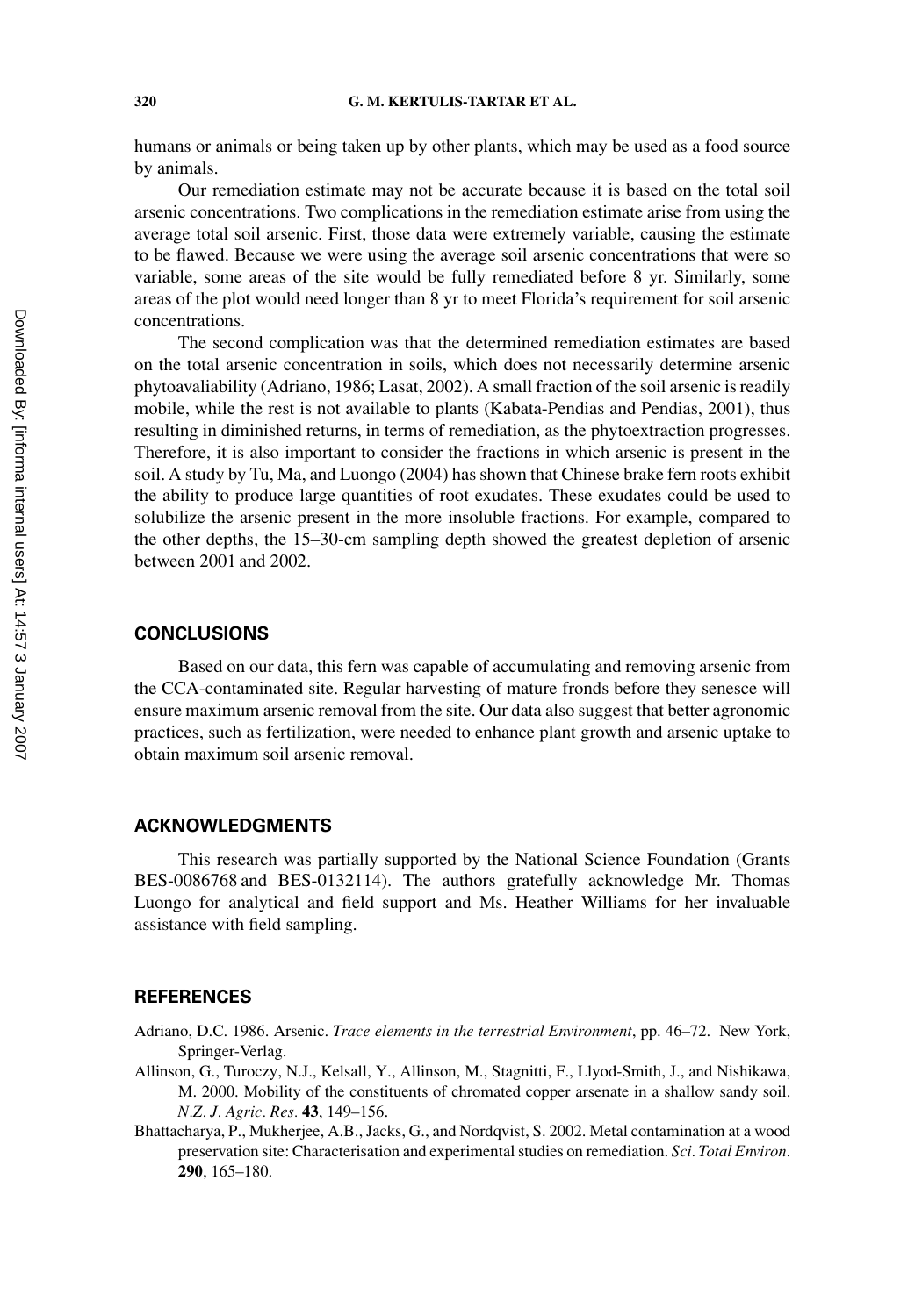humans or animals or being taken up by other plants, which may be used as a food source by animals.

Our remediation estimate may not be accurate because it is based on the total soil arsenic concentrations. Two complications in the remediation estimate arise from using the average total soil arsenic. First, those data were extremely variable, causing the estimate to be flawed. Because we were using the average soil arsenic concentrations that were so variable, some areas of the site would be fully remediated before 8 yr. Similarly, some areas of the plot would need longer than 8 yr to meet Florida's requirement for soil arsenic concentrations.

The second complication was that the determined remediation estimates are based on the total arsenic concentration in soils, which does not necessarily determine arsenic phytoavaliability (Adriano, 1986; Lasat, 2002). A small fraction of the soil arsenic is readily mobile, while the rest is not available to plants (Kabata-Pendias and Pendias, 2001), thus resulting in diminished returns, in terms of remediation, as the phytoextraction progresses. Therefore, it is also important to consider the fractions in which arsenic is present in the soil. A study by Tu, Ma, and Luongo (2004) has shown that Chinese brake fern roots exhibit the ability to produce large quantities of root exudates. These exudates could be used to solubilize the arsenic present in the more insoluble fractions. For example, compared to the other depths, the 15–30-cm sampling depth showed the greatest depletion of arsenic between 2001 and 2002.

## CONCLUSIONS

Based on our data, this fern was capable of accumulating and removing arsenic from the CCA-contaminated site. Regular harvesting of mature fronds before they senesce will ensure maximum arsenic removal from the site. Our data also suggest that better agronomic practices, such as fertilization, were needed to enhance plant growth and arsenic uptake to obtain maximum soil arsenic removal.

## ACKNOWLEDGMENTS

This research was partially supported by the National Science Foundation (Grants BES-0086768 and BES-0132114). The authors gratefully acknowledge Mr. Thomas Luongo for analytical and field support and Ms. Heather Williams for her invaluable assistance with field sampling.

## REFERENCES

Adriano, D.C. 1986. Arsenic. *Trace elements in the terrestrial Environment*, pp. 46–72. New York, Springer-Verlag.

Allinson, G., Turoczy, N.J., Kelsall, Y., Allinson, M., Stagnitti, F., Llyod-Smith, J., and Nishikawa, M. 2000. Mobility of the constituents of chromated copper arsenate in a shallow sandy soil. *N.Z. J. Agric. Res.* **43**, 149–156.

Bhattacharya, P., Mukherjee, A.B., Jacks, G., and Nordqvist, S. 2002. Metal contamination at a wood preservation site: Characterisation and experimental studies on remediation. *Sci. Total Environ.* **290**, 165–180.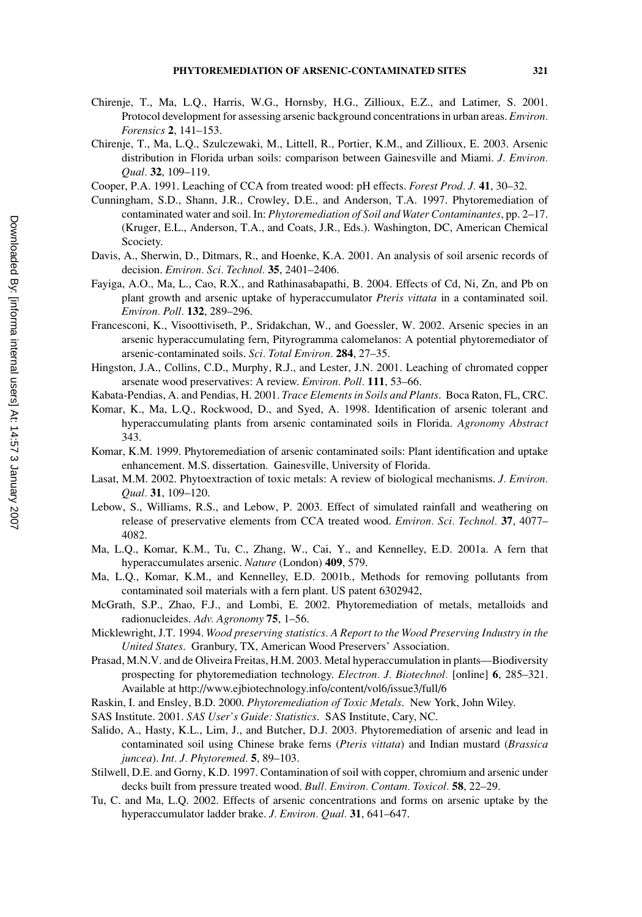Chirenje, T., Ma, L.Q., Harris, W.G., Hornsby, H.G., Zillioux, E.Z., and Latimer, S. 2001. Protocol development for assessing arsenic background concentrations in urban areas. *Environ. Forensics* **2**, 141–153.

Chirenje, T., Ma, L.Q., Szulczewaki, M., Littell, R., Portier, K.M., and Zillioux, E. 2003. Arsenic distribution in Florida urban soils: comparison between Gainesville and Miami. *J. Environ. Qual.* **32**, 109–119.

Cooper, P.A. 1991. Leaching of CCA from treated wood: pH effects. *Forest Prod. J.* **41**, 30–32.

Cunningham, S.D., Shann, J.R., Crowley, D.E., and Anderson, T.A. 1997. Phytoremediation of contaminated water and soil. In: *Phytoremediation of Soil and Water Contaminantes*, pp. 2–17. (Kruger, E.L., Anderson, T.A., and Coats, J.R., Eds.). Washington, DC, American Chemical Scociety.

Davis, A., Sherwin, D., Ditmars, R., and Hoenke, K.A. 2001. An analysis of soil arsenic records of decision. *Environ. Sci. Technol.* **35**, 2401–2406.

Fayiga, A.O., Ma, L., Cao, R.X., and Rathinasabapathi, B. 2004. Effects of Cd, Ni, Zn, and Pb on plant growth and arsenic uptake of hyperaccumulator *Pteris vittata* in a contaminated soil. *Environ. Poll.* **132**, 289–296.

Francesconi, K., Visoottiviseth, P., Sridakchan, W., and Goessler, W. 2002. Arsenic species in an arsenic hyperaccumulating fern, Pityrogramma calomelanos: A potential phytoremediator of arsenic-contaminated soils. *Sci. Total Environ.* **284**, 27–35.

Hingston, J.A., Collins, C.D., Murphy, R.J., and Lester, J.N. 2001. Leaching of chromated copper arsenate wood preservatives: A review. *Environ. Poll.* **111**, 53–66.

Kabata-Pendias, A. and Pendias, H. 2001. *Trace Elements in Soils and Plants*. Boca Raton, FL, CRC.

Komar, K., Ma, L.Q., Rockwood, D., and Syed, A. 1998. Identification of arsenic tolerant and hyperaccumulating plants from arsenic contaminated soils in Florida. *Agronomy Abstract* 343.

Komar, K.M. 1999. Phytoremediation of arsenic contaminated soils: Plant identification and uptake enhancement. M.S. dissertation. Gainesville, University of Florida.

Lasat, M.M. 2002. Phytoextraction of toxic metals: A review of biological mechanisms. *J. Environ. Qual.* **31**, 109–120.

Lebow, S., Williams, R.S., and Lebow, P. 2003. Effect of simulated rainfall and weathering on release of preservative elements from CCA treated wood. *Environ. Sci. Technol.* **37**, 4077–4082.

Ma, L.Q., Komar, K.M., Tu, C., Zhang, W., Cai, Y., and Kennelley, E.D. 2001a. A fern that hyperaccumulates arsenic. *Nature* (London) **409**, 579.

Ma, L.Q., Komar, K.M., and Kennelley, E.D. 2001b., Methods for removing pollutants from contaminated soil materials with a fern plant. US patent 6302942,

McGrath, S.P., Zhao, F.J., and Lombi, E. 2002. Phytoremediation of metals, metalloids and radionucleides. *Adv. Agronomy* **75**, 1–56.

Micklewright, J.T. 1994. *Wood preserving statistics. A Report to the Wood Preserving Industry in the United States*. Granbury, TX, American Wood Preservers' Association.

Prasad, M.N.V. and de Oliveira Freitas, H.M. 2003. Metal hyperaccumulation in plants—Biodiversity prospecting for phytoremediation technology. *Electron. J. Biotechnol.* [online] **6**, 285–321. Available at http://www.ejbiotechnology.info/content/vol6/issue3/full/6

Raskin, I. and Ensley, B.D. 2000. *Phytoremediation of Toxic Metals*. New York, John Wiley.

SAS Institute. 2001. *SAS User's Guide: Statistics*. SAS Institute, Cary, NC.

Salido, A., Hasty, K.L., Lim, J., and Butcher, D.J. 2003. Phytoremediation of arsenic and lead in contaminated soil using Chinese brake ferns (*Pteris vittata*) and Indian mustard (*Brassica juncea*). *Int. J. Phytoremed.* **5**, 89–103.

Stilwell, D.E. and Gorny, K.D. 1997. Contamination of soil with copper, chromium and arsenic under decks built from pressure treated wood. *Bull. Environ. Contam. Toxicol.* **58**, 22–29.

Tu, C. and Ma, L.Q. 2002. Effects of arsenic concentrations and forms on arsenic uptake by the hyperaccumulator ladder brake. *J. Environ. Qual.* **31**, 641–647.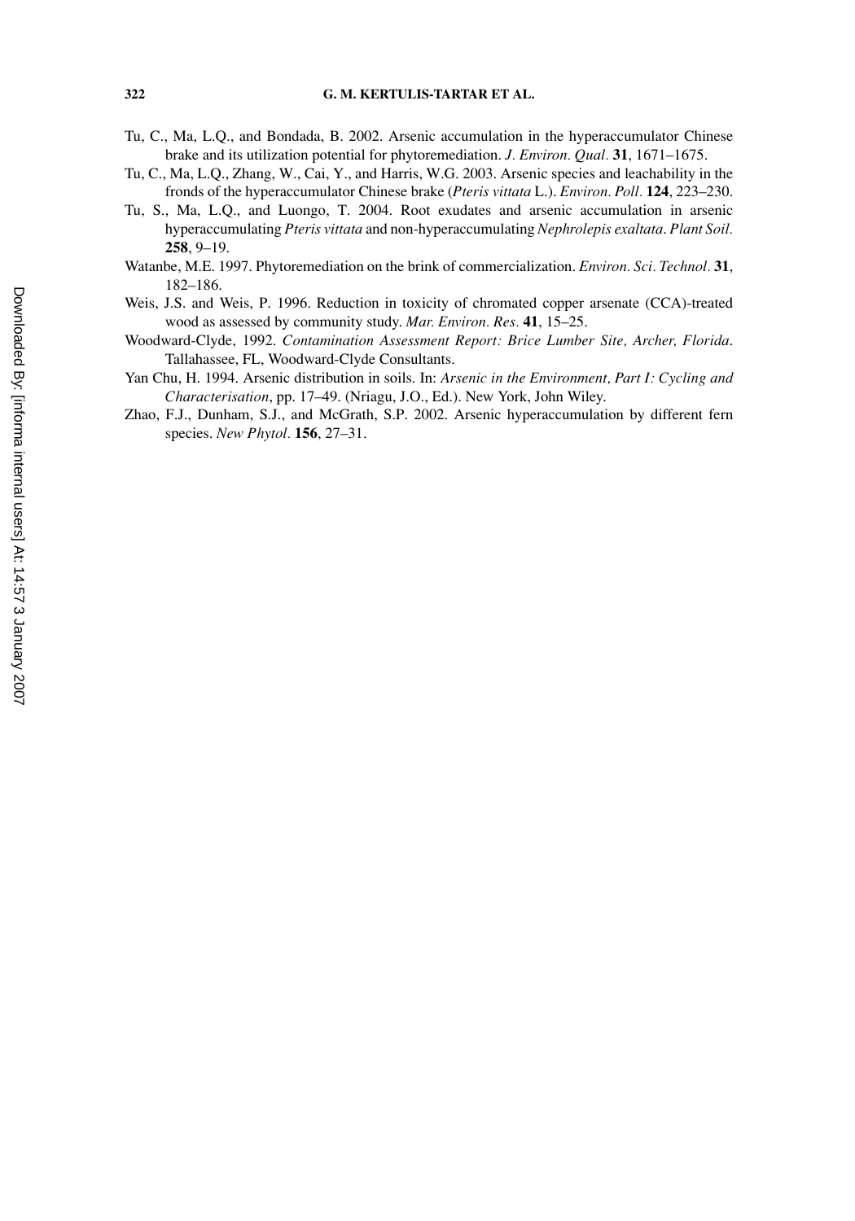Tu, C., Ma, L.Q., and Bondada, B. 2002. Arsenic accumulation in the hyperaccumulator Chinese brake and its utilization potential for phytoremediation. *J. Environ. Qual.* **31**, 1671–1675.

Tu, C., Ma, L.Q., Zhang, W., Cai, Y., and Harris, W.G. 2003. Arsenic species and leachability in the fronds of the hyperaccumulator Chinese brake (*Pteris vittata* L.). *Environ. Poll.* **124**, 223–230.

Tu, S., Ma, L.Q., and Luongo, T. 2004. Root exudates and arsenic accumulation in arsenic hyperaccumulating *Pteris vittata* and non-hyperaccumulating *Nephrolepis exaltata*. *Plant Soil.* **258**, 9–19.

Watanbe, M.E. 1997. Phytoremediation on the brink of commercialization. *Environ. Sci. Technol.* **31**, 182–186.

Weis, J.S. and Weis, P. 1996. Reduction in toxicity of chromated copper arsenate (CCA)-treated wood as assessed by community study. *Mar. Environ. Res.* **41**, 15–25.

Woodward-Clyde, 1992. *Contamination Assessment Report: Brice Lumber Site, Archer, Florida*. Tallahassee, FL, Woodward-Clyde Consultants.

Yan Chu, H. 1994. Arsenic distribution in soils. In: *Arsenic in the Environment, Part I: Cycling and Characterisation*, pp. 17–49. (Nriagu, J.O., Ed.). New York, John Wiley.

Zhao, F.J., Dunham, S.J., and McGrath, S.P. 2002. Arsenic hyperaccumulation by different fern species. *New Phytol.* **156**, 27–31.